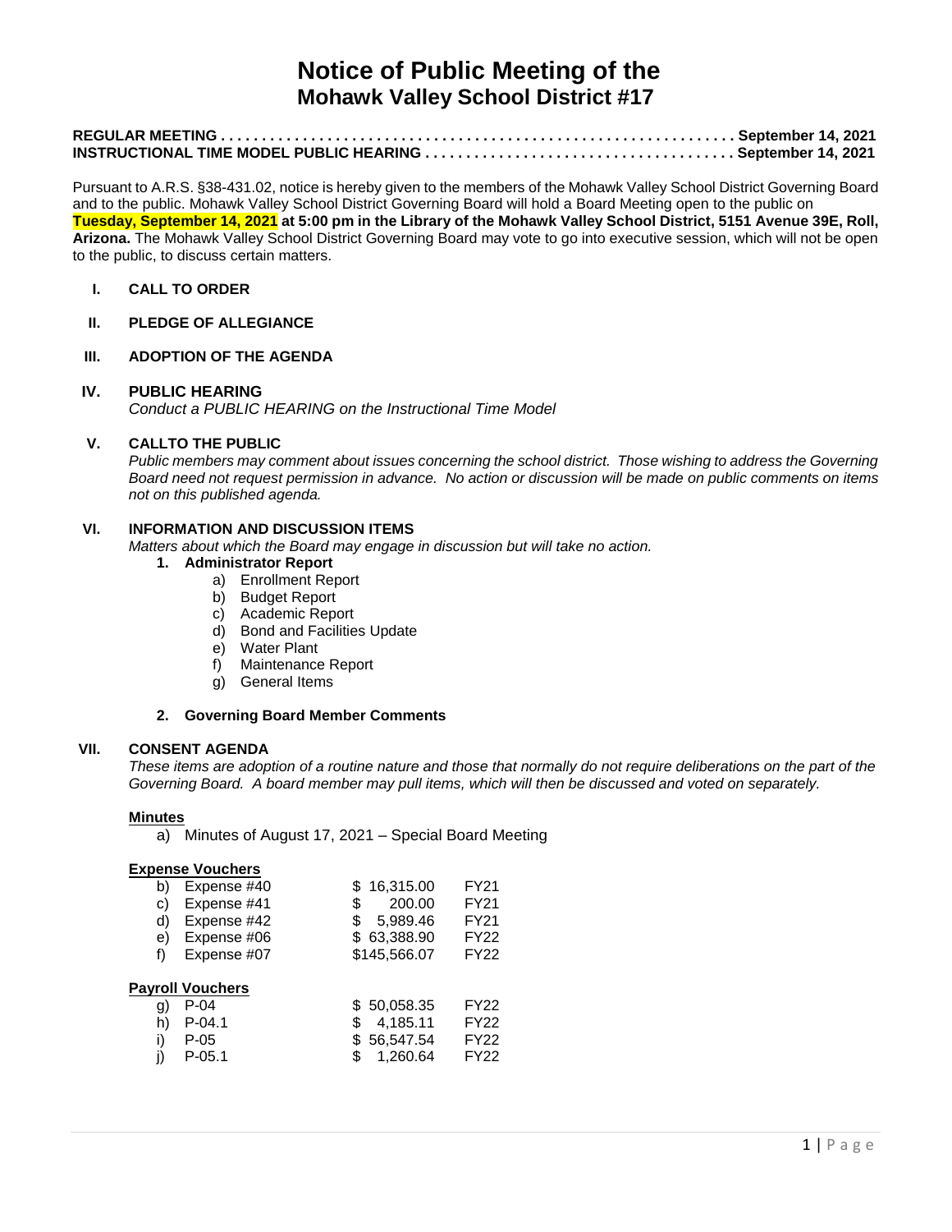# Notice of Public Meeting of the
## Mohawk Valley School District #17

**REGULAR MEETING . . . . . . . . . . . . . . . . . . . . . . . . . . . . . . . . . . . . . . . . . . . . . . . . . . . . . . . . . . . . . September 14, 2021**
**INSTRUCTIONAL TIME MODEL PUBLIC HEARING . . . . . . . . . . . . . . . . . . . . . . . . . . . . . . . . . . . . . . September 14, 2021**

Pursuant to A.R.S. §38-431.02, notice is hereby given to the members of the Mohawk Valley School District Governing Board and to the public. Mohawk Valley School District Governing Board will hold a Board Meeting open to the public on **Tuesday, September 14, 2021 at 5:00 pm in the Library of the Mohawk Valley School District, 5151 Avenue 39E, Roll, Arizona.** The Mohawk Valley School District Governing Board may vote to go into executive session, which will not be open to the public, to discuss certain matters.

**I. CALL TO ORDER**

**II. PLEDGE OF ALLEGIANCE**

**III. ADOPTION OF THE AGENDA**

**IV. PUBLIC HEARING**
*Conduct a PUBLIC HEARING on the Instructional Time Model*

**V. CALLTO THE PUBLIC**
*Public members may comment about issues concerning the school district. Those wishing to address the Governing Board need not request permission in advance. No action or discussion will be made on public comments on items not on this published agenda.*

**VI. INFORMATION AND DISCUSSION ITEMS**
*Matters about which the Board may engage in discussion but will take no action.*

1. **Administrator Report**
   a) Enrollment Report
   b) Budget Report
   c) Academic Report
   d) Bond and Facilities Update
   e) Water Plant
   f) Maintenance Report
   g) General Items

2. **Governing Board Member Comments**

**VII. CONSENT AGENDA**
*These items are adoption of a routine nature and those that normally do not require deliberations on the part of the Governing Board. A board member may pull items, which will then be discussed and voted on separately.*

**Minutes**

a) Minutes of August 17, 2021 – Special Board Meeting

**Expense Vouchers**

| | | | |
|---|---|---|---|
| b) | Expense #40 | $ 16,315.00 | FY21 |
| c) | Expense #41 | $ 200.00 | FY21 |
| d) | Expense #42 | $ 5,989.46 | FY21 |
| e) | Expense #06 | $ 63,388.90 | FY22 |
| f) | Expense #07 | $145,566.07 | FY22 |

**Payroll Vouchers**

| | | | |
|---|---|---|---|
| g) | P-04 | $ 50,058.35 | FY22 |
| h) | P-04.1 | $ 4,185.11 | FY22 |
| i) | P-05 | $ 56,547.54 | FY22 |
| j) | P-05.1 | $ 1,260.64 | FY22 |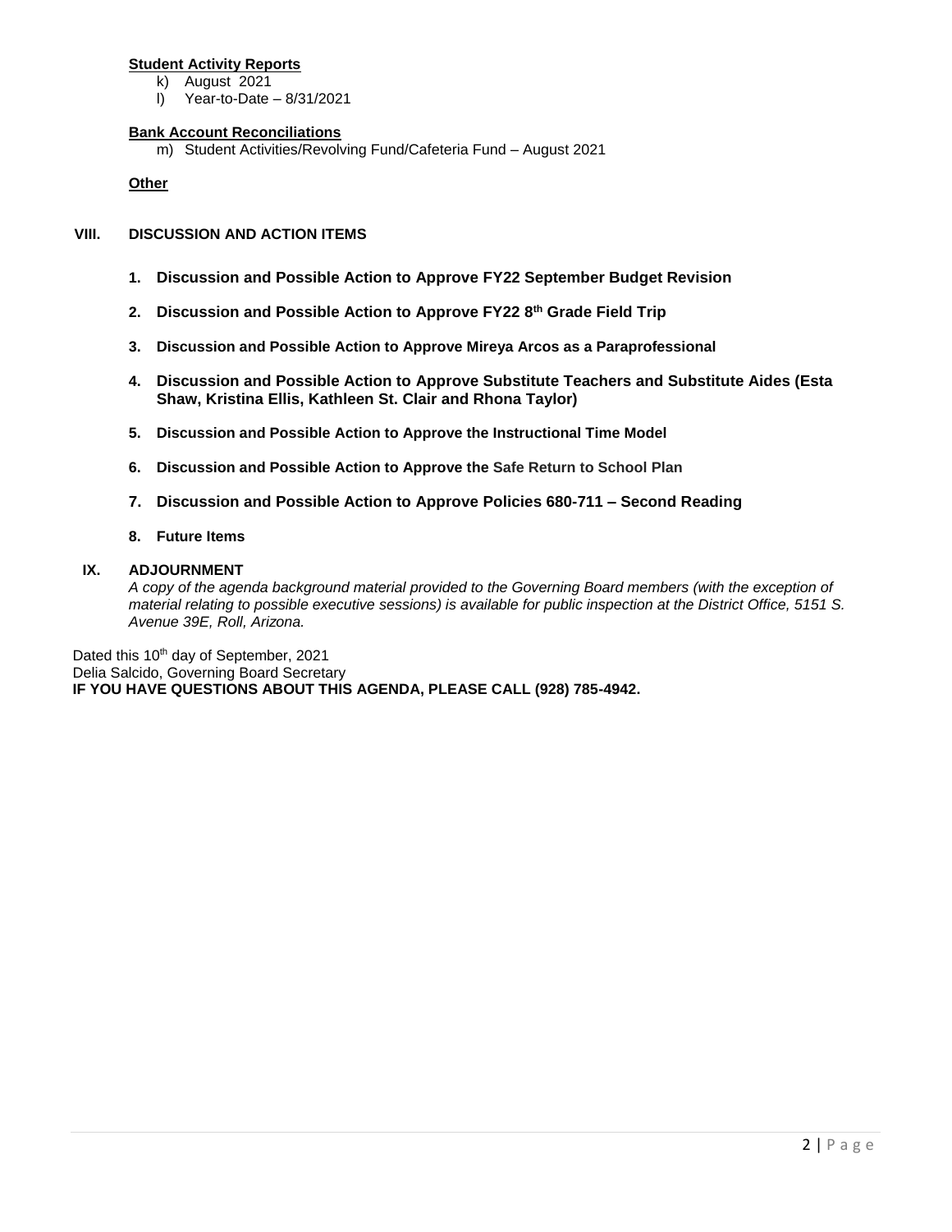**Student Activity Reports**

k) August 2021
l) Year-to-Date – 8/31/2021

**Bank Account Reconciliations**

m) Student Activities/Revolving Fund/Cafeteria Fund – August 2021

**Other**

## VIII. DISCUSSION AND ACTION ITEMS

1. **Discussion and Possible Action to Approve FY22 September Budget Revision**
2. **Discussion and Possible Action to Approve FY22 8th Grade Field Trip**
3. **Discussion and Possible Action to Approve Mireya Arcos as a Paraprofessional**
4. **Discussion and Possible Action to Approve Substitute Teachers and Substitute Aides (Esta Shaw, Kristina Ellis, Kathleen St. Clair and Rhona Taylor)**
5. **Discussion and Possible Action to Approve the Instructional Time Model**
6. **Discussion and Possible Action to Approve the Safe Return to School Plan**
7. **Discussion and Possible Action to Approve Policies 680-711 – Second Reading**
8. **Future Items**

## IX. ADJOURNMENT

*A copy of the agenda background material provided to the Governing Board members (with the exception of material relating to possible executive sessions) is available for public inspection at the District Office, 5151 S. Avenue 39E, Roll, Arizona.*

Dated this 10th day of September, 2021
Delia Salcido, Governing Board Secretary
**IF YOU HAVE QUESTIONS ABOUT THIS AGENDA, PLEASE CALL (928) 785-4942.**